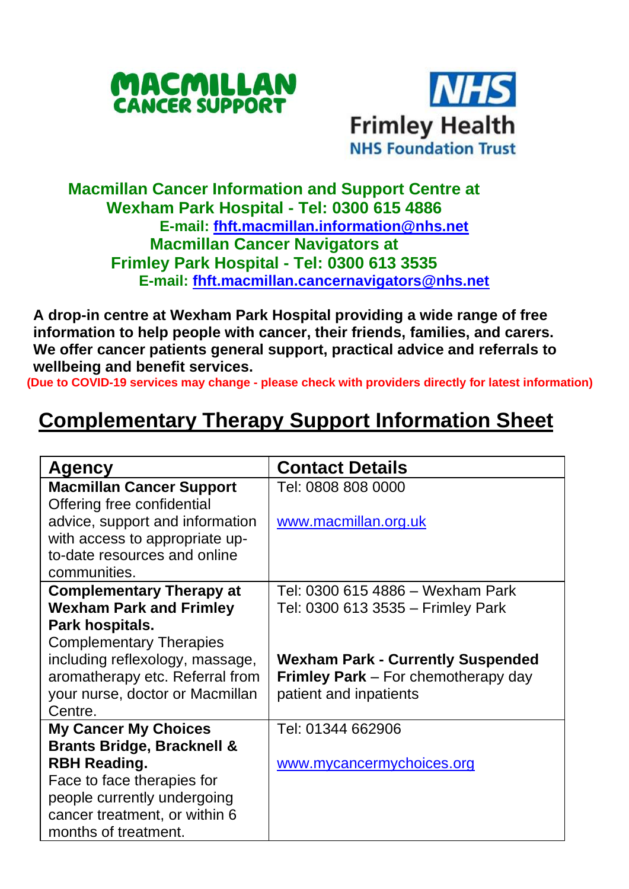MACMILLAN CANCER SUPPORT

NHS Frimley Health NHS Foundation Trust

**Macmillan Cancer Information and Support Centre at Wexham Park Hospital - Tel: 0300 615 4886**
**E-mail: fhft.macmillan.information@nhs.net**
**Macmillan Cancer Navigators at Frimley Park Hospital - Tel: 0300 613 3535**
**E-mail: fhft.macmillan.cancernavigators@nhs.net**

**A drop-in centre at Wexham Park Hospital providing a wide range of free information to help people with cancer, their friends, families, and carers. We offer cancer patients general support, practical advice and referrals to wellbeing and benefit services.**

**(Due to COVID-19 services may change - please check with providers directly for latest information)**

# Complementary Therapy Support Information Sheet

| Agency | Contact Details |
|---|---|
| **Macmillan Cancer Support** Offering free confidential advice, support and information with access to appropriate up-to-date resources and online communities. | Tel: 0808 808 0000<br><br>www.macmillan.org.uk |
| **Complementary Therapy at Wexham Park and Frimley Park hospitals.** Complementary Therapies including reflexology, massage, aromatherapy etc. Referral from your nurse, doctor or Macmillan Centre. | Tel: 0300 615 4886 – Wexham Park<br>Tel: 0300 613 3535 – Frimley Park<br><br>**Wexham Park - Currently Suspended**<br>**Frimley Park** – For chemotherapy day patient and inpatients |
| **My Cancer My Choices Brants Bridge, Bracknell & RBH Reading.** Face to face therapies for people currently undergoing cancer treatment, or within 6 months of treatment. | Tel: 01344 662906<br><br>www.mycancermychoices.org |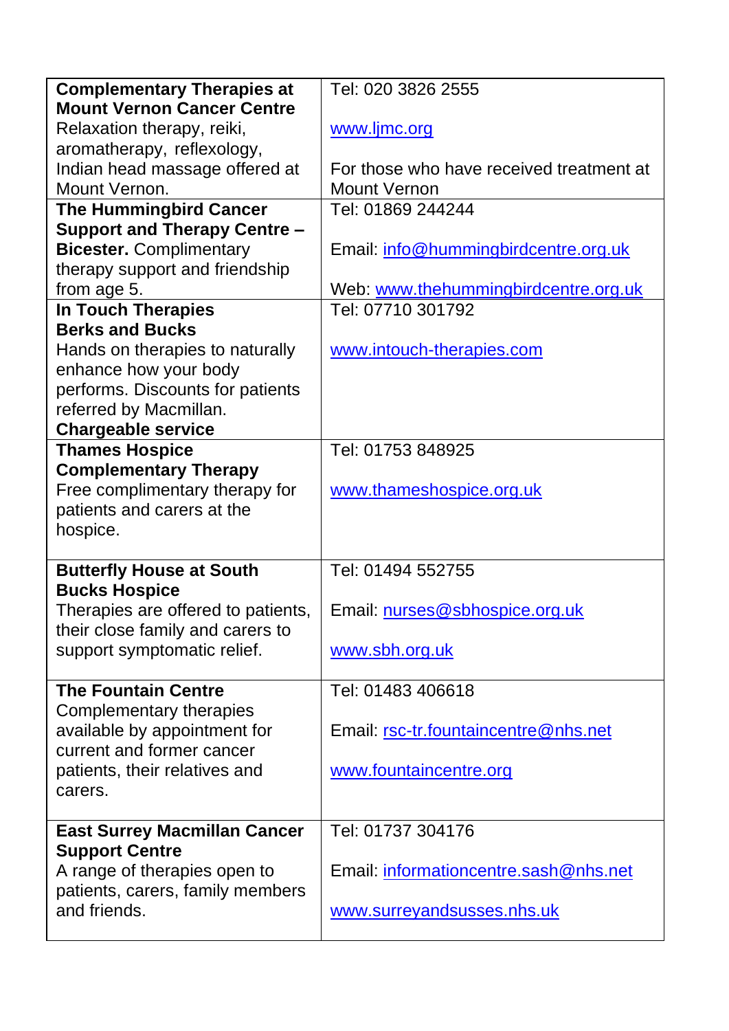| | |
|---|---|
| **Complementary Therapies at Mount Vernon Cancer Centre** Relaxation therapy, reiki, aromatherapy, reflexology, Indian head massage offered at Mount Vernon. | Tel: 020 3826 2555<br><br>www.ljmc.org<br><br>For those who have received treatment at Mount Vernon |
| **The Hummingbird Cancer Support and Therapy Centre – Bicester.** Complimentary therapy support and friendship from age 5. | Tel: 01869 244244<br><br>Email: info@hummingbirdcentre.org.uk<br><br>Web: www.thehummingbirdcentre.org.uk |
| **In Touch Therapies Berks and Bucks** Hands on therapies to naturally enhance how your body performs. Discounts for patients referred by Macmillan. **Chargeable service** | Tel: 07710 301792<br><br>www.intouch-therapies.com |
| **Thames Hospice Complementary Therapy** Free complimentary therapy for patients and carers at the hospice. | Tel: 01753 848925<br><br>www.thameshospice.org.uk |
| **Butterfly House at South Bucks Hospice** Therapies are offered to patients, their close family and carers to support symptomatic relief. | Tel: 01494 552755<br><br>Email: nurses@sbhospice.org.uk<br><br>www.sbh.org.uk |
| **The Fountain Centre** Complementary therapies available by appointment for current and former cancer patients, their relatives and carers. | Tel: 01483 406618<br><br>Email: rsc-tr.fountaincentre@nhs.net<br><br>www.fountaincentre.org |
| **East Surrey Macmillan Cancer Support Centre** A range of therapies open to patients, carers, family members and friends. | Tel: 01737 304176<br><br>Email: informationcentre.sash@nhs.net<br><br>www.surreyandsusses.nhs.uk |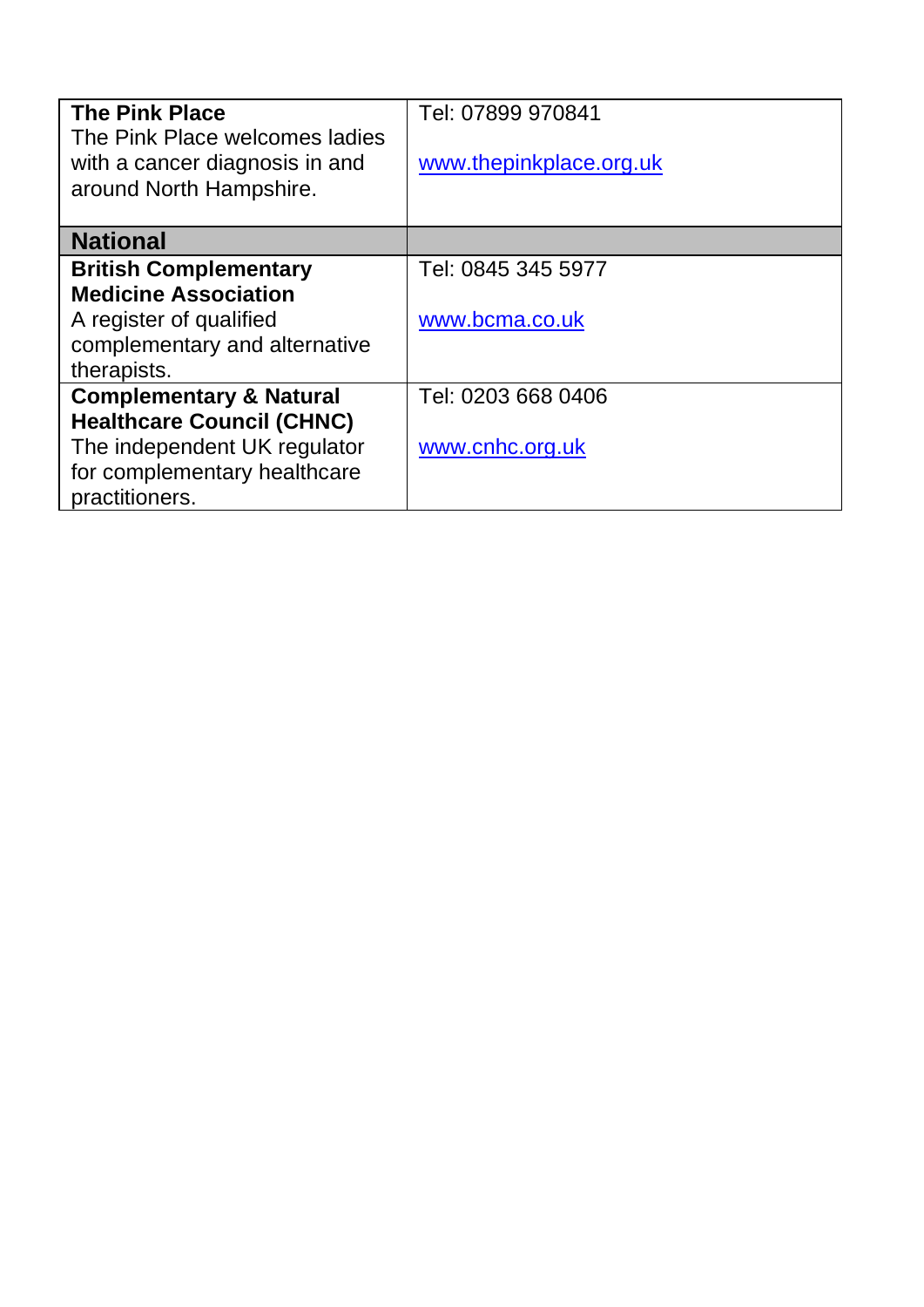| | |
|---|---|
| **The Pink Place**<br>The Pink Place welcomes ladies with a cancer diagnosis in and around North Hampshire. | Tel: 07899 970841<br><br>www.thepinkplace.org.uk |
| **National** | |
| **British Complementary Medicine Association**<br>A register of qualified complementary and alternative therapists. | Tel: 0845 345 5977<br><br>www.bcma.co.uk |
| **Complementary & Natural Healthcare Council (CHNC)**<br>The independent UK regulator for complementary healthcare practitioners. | Tel: 0203 668 0406<br><br>www.cnhc.org.uk |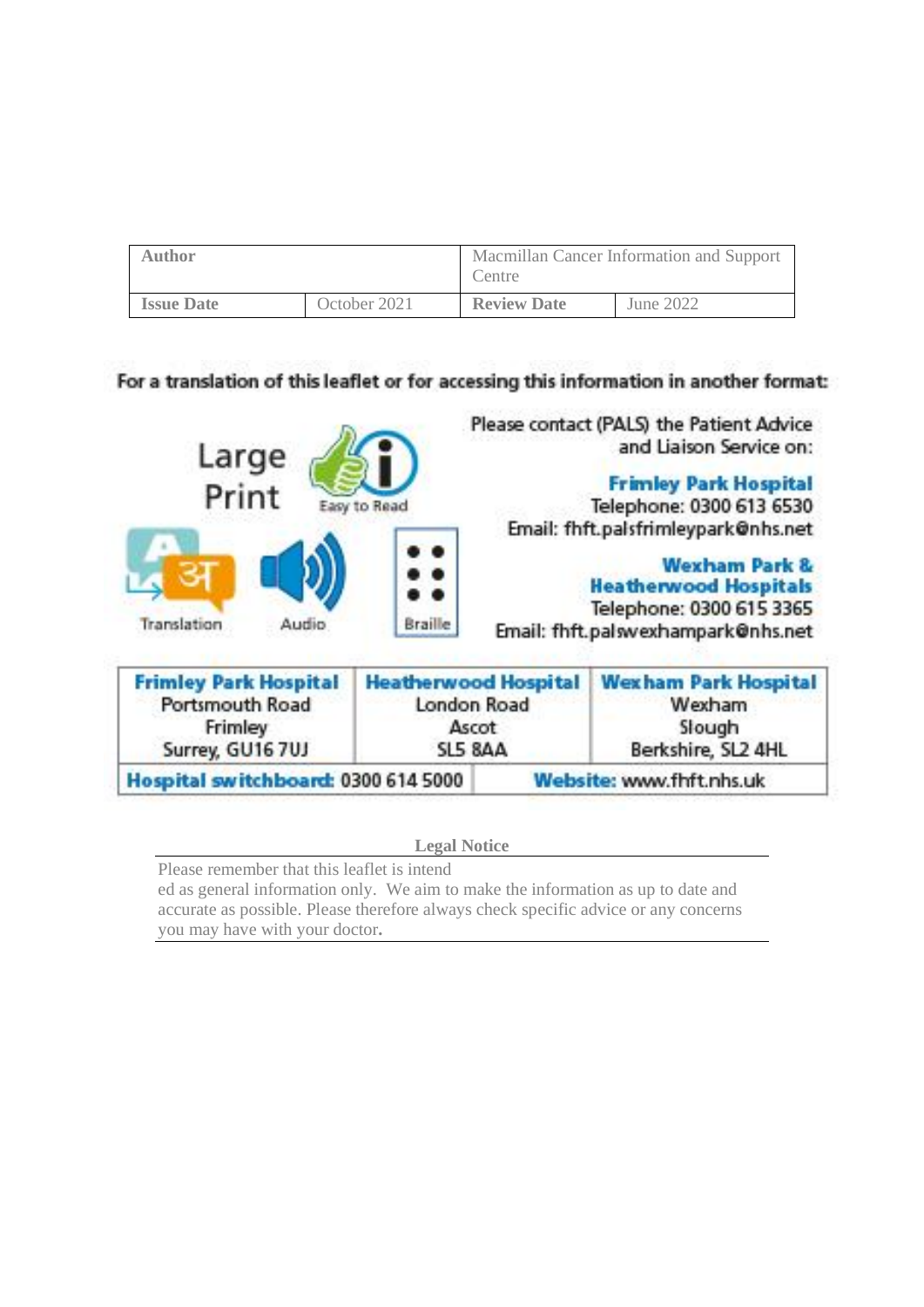| | | | |
|---|---|---|---|
| **Author** | | Macmillan Cancer Information and Support Centre | |
| **Issue Date** | October 2021 | **Review Date** | June 2022 |

**For a translation of this leaflet or for accessing this information in another format:**

Large Print

Easy to Read

Translation

Audio

Braille

Please contact (PALS) the Patient Advice and Liaison Service on:

**Frimley Park Hospital**
Telephone: 0300 613 6530
Email: fhft.palsfrimleypark@nhs.net

**Wexham Park & Heatherwood Hospitals**
Telephone: 0300 615 3365
Email: fhft.palswexhampark@nhs.net

| | | |
|---|---|---|
| **Frimley Park Hospital**<br>Portsmouth Road<br>Frimley<br>Surrey, GU16 7UJ | **Heatherwood Hospital**<br>London Road<br>Ascot<br>SL5 8AA | **Wexham Park Hospital**<br>Wexham<br>Slough<br>Berkshire, SL2 4HL |
| **Hospital switchboard:** 0300 614 5000 | **Website:** www.fhft.nhs.uk | |

**Legal Notice**

Please remember that this leaflet is intended as general information only. We aim to make the information as up to date and accurate as possible. Please therefore always check specific advice or any concerns you may have with your doctor.